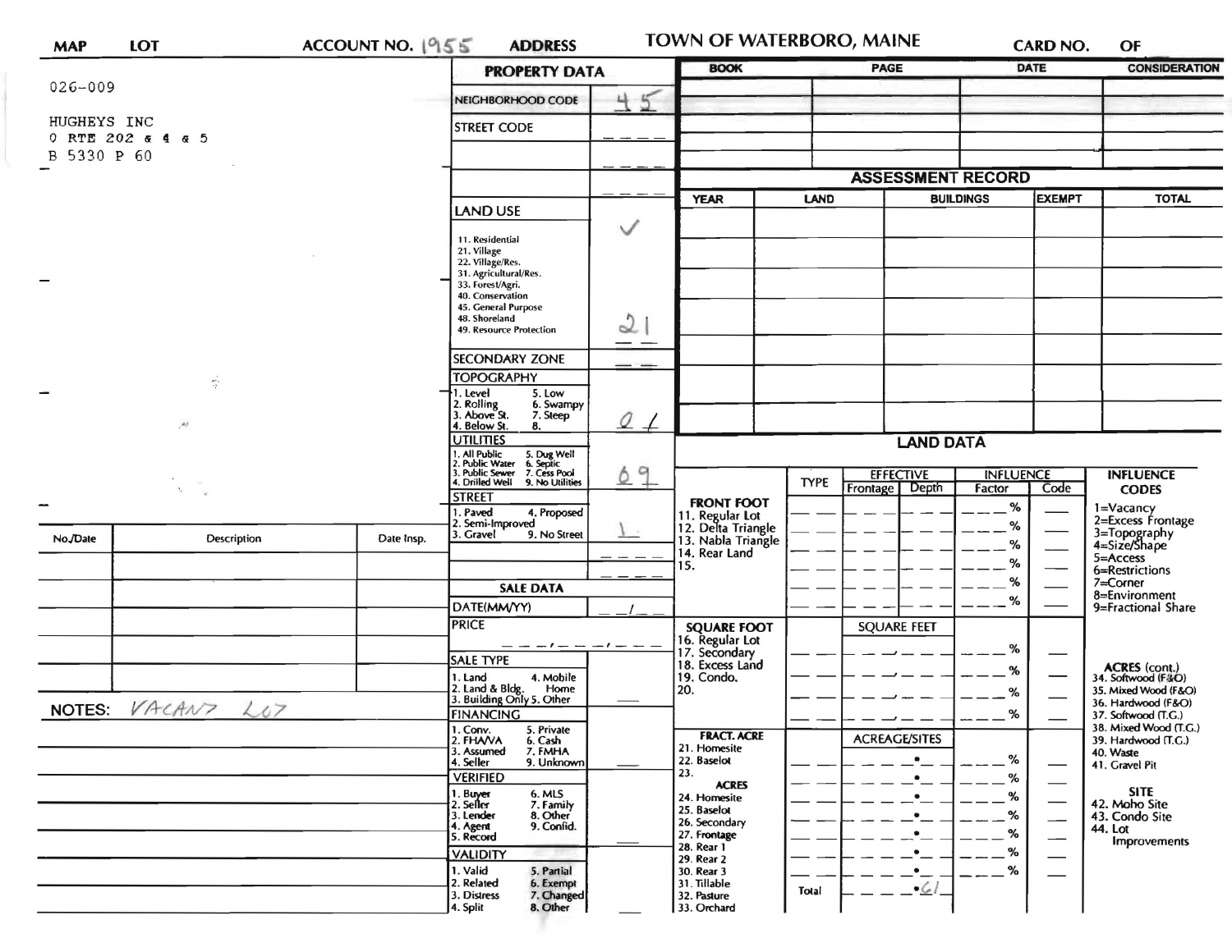**MAP** | **LOT** | **ACCOUNT NO.** 1955 | **ADDRESS** | **TOWN OF WATERBORO, MAINE** | **CARD NO.** | **OF**

026-009

HUGHEYS INC
0 RTE 202 & 4 & 5
B 5330 P 60

## PROPERTY DATA

| Field | Value |
|---|---|
| NEIGHBORHOOD CODE | 45 |
| STREET CODE | |
| LAND USE | ✓ 21 |
| SECONDARY ZONE | |
| TOPOGRAPHY | 01 |
| UTILITIES | 69 |
| STREET | 1 |

**LAND USE:** 11. Residential, 21. Village, 22. Village/Res., 31. Agricultural/Res., 33. Forest/Agri., 40. Conservation, 45. General Purpose, 48. Shoreland, 49. Resource Protection

**TOPOGRAPHY:** 1. Level, 2. Rolling, 3. Above St., 4. Below St., 5. Low, 6. Swampy, 7. Steep, 8.

**UTILITIES:** 1. All Public, 2. Public Water, 3. Public Sewer, 4. Drilled Well, 5. Dug Well, 6. Septic, 7. Cess Pool, 9. No Utilities

**STREET:** 1. Paved, 2. Semi-Improved, 3. Gravel, 4. Proposed, 9. No Street

## SALE DATA

DATE(MM/YY): __/__

PRICE: ___,___,___

**SALE TYPE:** 1. Land, 2. Land & Bldg., 3. Building Only, 4. Mobile Home, 5. Other

**FINANCING:** 1. Conv., 2. FHA/VA, 3. Assumed, 4. Seller, 5. Private, 6. Cash, 7. FMHA, 9. Unknown

**VERIFIED:** 1. Buyer, 2. Seller, 3. Lender, 4. Agent, 5. Record, 6. MLS, 7. Family, 8. Other, 9. Confid.

**VALIDITY:** 1. Valid, 2. Related, 3. Distress, 4. Split, 5. Partial, 6. Exempt, 7. Changed, 8. Other

| BOOK | PAGE | DATE | CONSIDERATION |
|---|---|---|---|
| | | | |

## ASSESSMENT RECORD

| YEAR | LAND | BUILDINGS | EXEMPT | TOTAL |
|---|---|---|---|---|
| | | | | |

| No./Date | Description | Date Insp. |
|---|---|---|
| | | |

NOTES: VACANT LOT

## LAND DATA

| | TYPE | EFFECTIVE Frontage | EFFECTIVE Depth | INFLUENCE Factor | INFLUENCE Code |
|---|---|---|---|---|---|
| **FRONT FOOT** 11. Regular Lot, 12. Delta Triangle, 13. Nabla Triangle, 14. Rear Land, 15. | | | | % | |
| **SQUARE FOOT** 16. Regular Lot, 17. Secondary, 18. Excess Land, 19. Condo., 20. | | SQUARE FEET | | % | |
| **FRACT. ACRE** 21. Homesite, 22. Baselot, 23. **ACRES** 24. Homesite, 25. Baselot, 26. Secondary, 27. Frontage, 28. Rear 1, 29. Rear 2, 30. Rear 3, 31. Tillable, 32. Pasture, 33. Orchard | | ACREAGE/SITES | | % | |
| | Total | .61 | | | |

**INFLUENCE CODES:** 1=Vacancy, 2=Excess Frontage, 3=Topography, 4=Size/Shape, 5=Access, 6=Restrictions, 7=Corner, 8=Environment, 9=Fractional Share

**ACRES (cont.):** 34. Softwood (F&O), 35. Mixed Wood (F&O), 36. Hardwood (F&O), 37. Softwood (T.G.), 38. Mixed Wood (T.G.), 39. Hardwood (T.G.), 40. Waste, 41. Gravel Pit

**SITE:** 42. Moho Site, 43. Condo Site, 44. Lot Improvements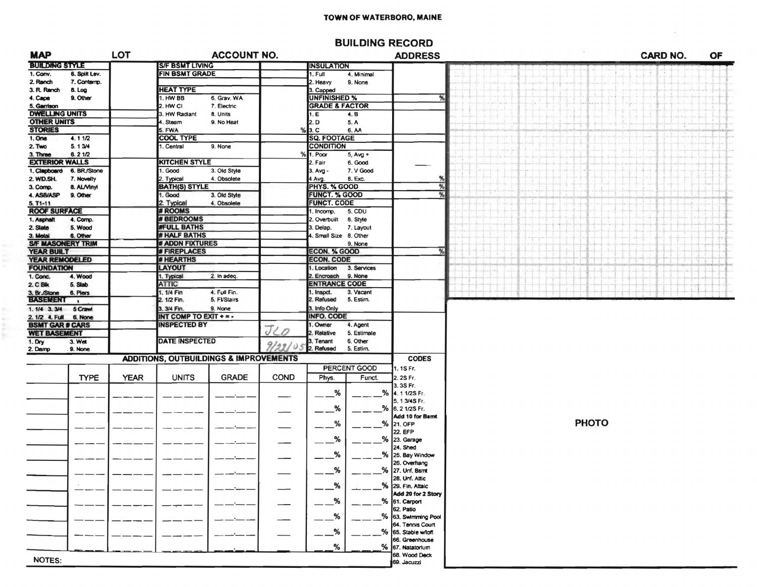**TOWN OF WATERBORO, MAINE**

## BUILDING RECORD

| MAP | LOT | ACCOUNT NO. | | ADDRESS | CARD NO. | OF |
|---|---|---|---|---|---|---|

**BUILDING STYLE**
1. Conv. 2. Ranch 3. R. Ranch 4. Cape 5. Garrison 6. Split Lev. 7. Contemp. 8. Log 9. Other

**DWELLING UNITS**

**OTHER UNITS**

**STORIES**
1. One 2. Two 3. Three 4. 1 1/2 5. 1 3/4 6. 2 1/2

**EXTERIOR WALLS**
1. Clapboard 2. WD.SH. 3. Comp. 4. ASB/ASP 5. T1-11 6. BR./Stone 7. Novelty 8. AL/Vinyl 9. Other

**ROOF SURFACE**
1. Asphalt 2. Slate 3. Metal 4. Comp. 5. Wood 6. Other

**S/F MASONERY TRIM**

**YEAR BUILT**

**YEAR REMODELED**

**FOUNDATION**
1. Conc. 2. C Blk 3. Br./Stone 4. Wood 5. Slab 6. Piers

**BASEMENT**
1. 1/4 2. 1/2 3. 3/4 4. Full 5 Crawl 6. None

**BSMT GAR # CARS**

**WET BASEMENT**
1. Dry 2. Damp 3. Wet 9. None

**S/F BSMT LIVING**

**FIN BSMT GRADE**

**HEAT TYPE** (%)
1. HW BB 2. HW CI 3. HW Radiant 4. Steam 5. FWA 6. Grav. WA 7. Electric 8. Units 9. No Heat

**COOL TYPE** (%)
1. Central 9. None

**KITCHEN STYLE**
1. Good 2. Typical 3. Old Style 4. Obsolete

**BATH(S) STYLE**
1. Good 2. Typical 3. Old Style 4. Obsolete

**# ROOMS**

**# BEDROOMS**

**#FULL BATHS**

**# HALF BATHS**

**# ADDN FIXTURES**

**# FIREPLACES**

**# HEARTHS**

**LAYOUT**
1. Typical 2. In adeq.

**ATTIC**
1. 1/4 Fin 2. 1/2 Fin. 3. 3/4 Fin. 4. Full Fin. 5. Fl/Stairs 9. None

**INT COMP TO EXIT + = -**

**INSPECTED BY** JLO

**DATE INSPECTED** 9/22/05

**INSULATION**
1. Full 2. Heavy 3. Capped 4. Minimal 9. None

**UNFINISHED %**

**GRADE & FACTOR**
1. E 2. D 3. C 4. B 5. A 6. AA

**SQ. FOOTAGE**

**CONDITION** (%)
1. Poor 2. Fair 3. Avg - 4 Avg. 5, Avg + 6. Good 7. V Good 8. Exc.

**PHYS. % GOOD** %

**FUNCT. % GOOD** %

**FUNCT. CODE**
1. Incomp. 2. Overbuilt 3. Delap. 4. Small Size 5. CDU 6. Style 7. Layout 8. Other 9. None

**ECON. % GOOD** %

**ECON. CODE**
1. Location 2. Encroach 3. Services 9. None

**ENTRANCE CODE**
1. Inspct. 2. Refused 3. Info Only 3. Vacant 5. Estim.

**INFO. CODE**
1. Owner 2. Relative 3. Tenant 2. Refused 4. Agent 5. Estimate 6. Other 5. Estim.

### ADDITIONS, OUTBUILDINGS & IMPROVEMENTS

| | TYPE | YEAR | UNITS | GRADE | COND | PERCENT GOOD Phys. | PERCENT GOOD Funct. |
|---|---|---|---|---|---|---|---|
| | | | | | | % | % |
| | | | | | | % | % |
| | | | | | | % | % |
| | | | | | | % | % |
| | | | | | | % | % |
| | | | | | | % | % |
| | | | | | | % | % |
| | | | | | | % | % |
| | | | | | | % | % |
| | | | | | | % | % |
| | | | | | | % | % |

**CODES**
1. 1S Fr.
2. 2S Fr.
3. 3S Fr.
4. 1 1/2S Fr.
5. 1 3/4S Fr.
6. 2 1/2S Fr.

**Add 10 for Bsmt**

21. OFP
22. EFP
23. Garage
24. Shed
25. Bay Window
26. Overhang
27. Unf. Bsmt
28. Unf. Attic
29. Fin. Attaic

**Add 20 for 2 Story**

61. Carport
62. Patio
63. Swimming Pool
64. Tennis Court
65. Stable w/loft
66. Greenhouse
67. Natatorium
68. Wood Deck
69. Jacuzzi

NOTES:

**PHOTO**